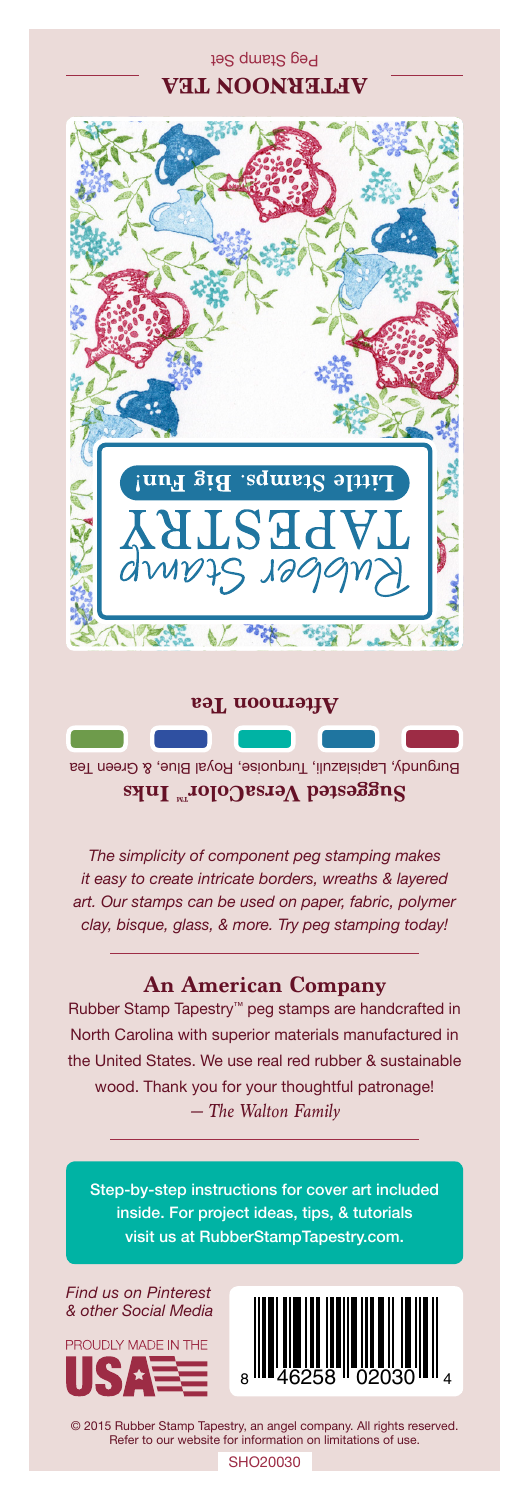## AFTERNOON TEA

Peg Stamp Set

Rubber Stamp TAPESTRY

**Little Stamps. Big Fun!**

**Afternoon Tea**

**Suggested VersaColor™ Inks**

Burgundy, Lapislazuli, Turquoise, Royal Blue, & Green Tea

*The simplicity of component peg stamping makes it easy to create intricate borders, wreaths & layered art. Our stamps can be used on paper, fabric, polymer clay, bisque, glass, & more. Try peg stamping today!*

### An American Company

Rubber Stamp Tapestry™ peg stamps are handcrafted in North Carolina with superior materials manufactured in the United States. We use real red rubber & sustainable wood. Thank you for your thoughtful patronage!
*— The Walton Family*

Step-by-step instructions for cover art included inside. For project ideas, tips, & tutorials visit us at RubberStampTapestry.com.

*Find us on Pinterest & other Social Media*

PROUDLY MADE IN THE USA

8 46258 02030 4

© 2015 Rubber Stamp Tapestry, an angel company. All rights reserved. Refer to our website for information on limitations of use.

SHO20030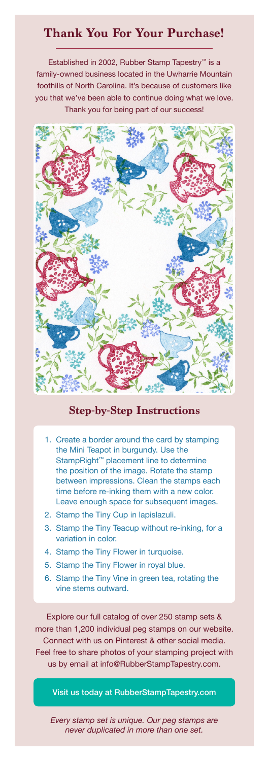## Thank You For Your Purchase!

Established in 2002, Rubber Stamp Tapestry™ is a family-owned business located in the Uwharrie Mountain foothills of North Carolina. It's because of customers like you that we've been able to continue doing what we love. Thank you for being part of our success!

## Step-by-Step Instructions

1. Create a border around the card by stamping the Mini Teapot in burgundy. Use the StampRight™ placement line to determine the position of the image. Rotate the stamp between impressions. Clean the stamps each time before re-inking them with a new color. Leave enough space for subsequent images.
2. Stamp the Tiny Cup in lapislazuli.
3. Stamp the Tiny Teacup without re-inking, for a variation in color.
4. Stamp the Tiny Flower in turquoise.
5. Stamp the Tiny Flower in royal blue.
6. Stamp the Tiny Vine in green tea, rotating the vine stems outward.

Explore our full catalog of over 250 stamp sets & more than 1,200 individual peg stamps on our website. Connect with us on Pinterest & other social media. Feel free to share photos of your stamping project with us by email at info@RubberStampTapestry.com.

Visit us today at RubberStampTapestry.com

*Every stamp set is unique. Our peg stamps are never duplicated in more than one set.*